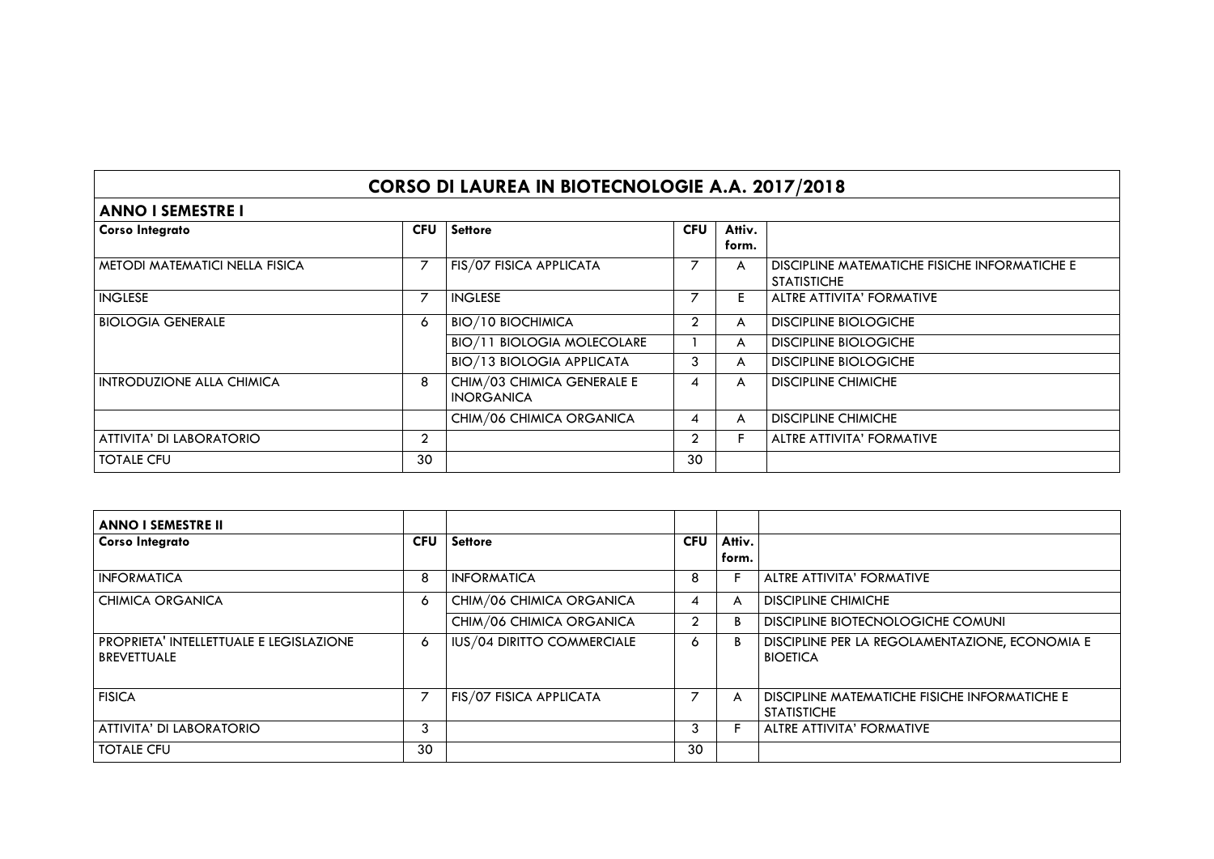# CORSO DI LAUREA IN BIOTECNOLOGIE A.A. 2017/2018

## ANNO I SEMESTRE I

| Corso Integrato | CFU | Settore | CFU | Attiv. form. | |
|---|---|---|---|---|---|
| METODI MATEMATICI NELLA FISICA | 7 | FIS/07 FISICA APPLICATA | 7 | A | DISCIPLINE MATEMATICHE FISICHE INFORMATICHE E STATISTICHE |
| INGLESE | 7 | INGLESE | 7 | E | ALTRE ATTIVITA' FORMATIVE |
| BIOLOGIA GENERALE | 6 | BIO/10 BIOCHIMICA | 2 | A | DISCIPLINE BIOLOGICHE |
| | | BIO/11 BIOLOGIA MOLECOLARE | 1 | A | DISCIPLINE BIOLOGICHE |
| | | BIO/13 BIOLOGIA APPLICATA | 3 | A | DISCIPLINE BIOLOGICHE |
| INTRODUZIONE ALLA CHIMICA | 8 | CHIM/03 CHIMICA GENERALE E INORGANICA | 4 | A | DISCIPLINE CHIMICHE |
| | | CHIM/06 CHIMICA ORGANICA | 4 | A | DISCIPLINE CHIMICHE |
| ATTIVITA' DI LABORATORIO | 2 | | 2 | F | ALTRE ATTIVITA' FORMATIVE |
| TOTALE CFU | 30 | | 30 | | |

## ANNO I SEMESTRE II

| Corso Integrato | CFU | Settore | CFU | Attiv. form. | |
|---|---|---|---|---|---|
| INFORMATICA | 8 | INFORMATICA | 8 | F | ALTRE ATTIVITA' FORMATIVE |
| CHIMICA ORGANICA | 6 | CHIM/06 CHIMICA ORGANICA | 4 | A | DISCIPLINE CHIMICHE |
| | | CHIM/06 CHIMICA ORGANICA | 2 | B | DISCIPLINE BIOTECNOLOGICHE COMUNI |
| PROPRIETA' INTELLETTUALE E LEGISLAZIONE BREVETTUALE | 6 | IUS/04 DIRITTO COMMERCIALE | 6 | B | DISCIPLINE PER LA REGOLAMENTAZIONE, ECONOMIA E BIOETICA |
| FISICA | 7 | FIS/07 FISICA APPLICATA | 7 | A | DISCIPLINE MATEMATICHE FISICHE INFORMATICHE E STATISTICHE |
| ATTIVITA' DI LABORATORIO | 3 | | 3 | F | ALTRE ATTIVITA' FORMATIVE |
| TOTALE CFU | 30 | | 30 | | |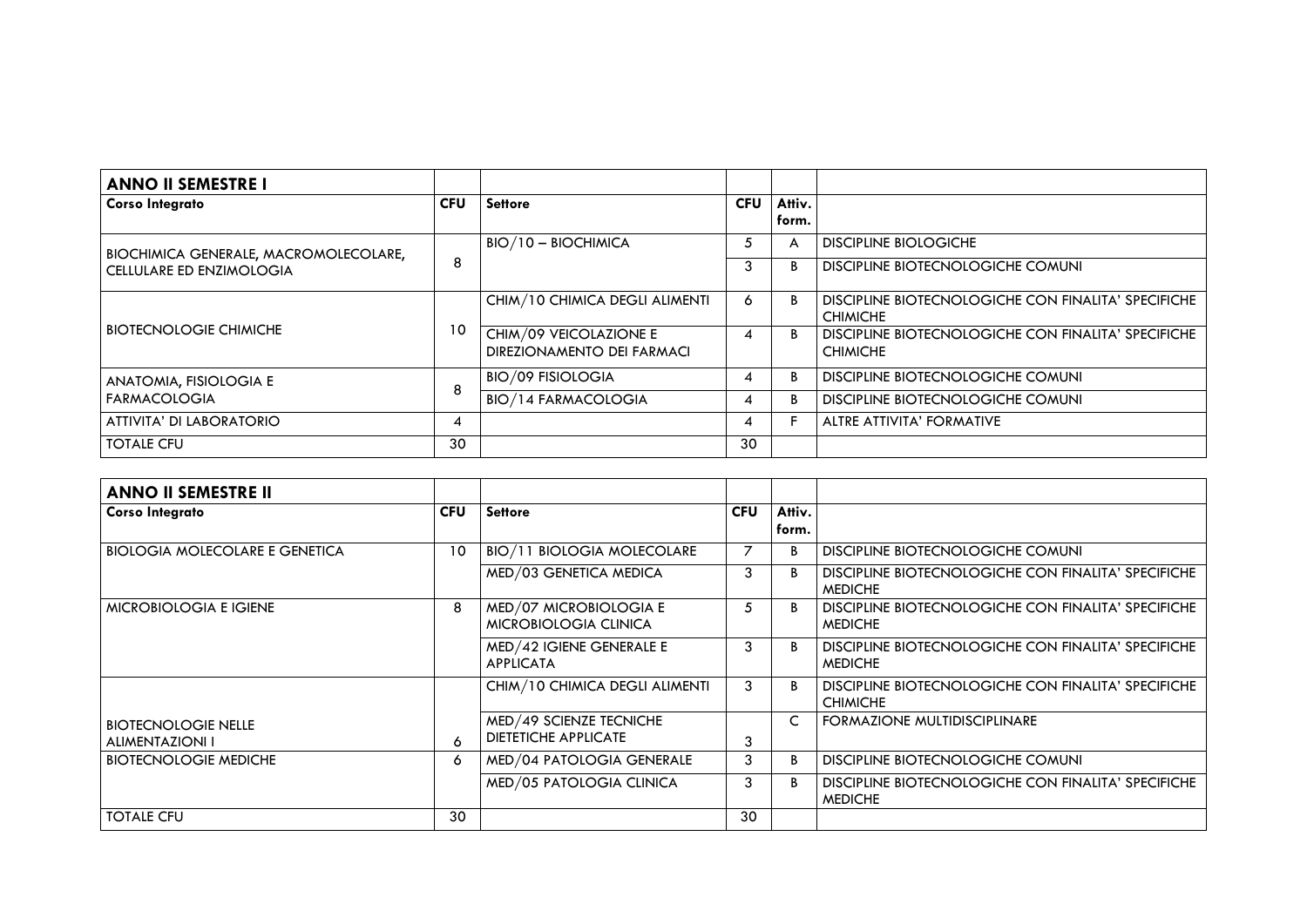| **ANNO II SEMESTRE I** | | | | | |
|---|---|---|---|---|---|
| **Corso Integrato** | **CFU** | **Settore** | **CFU** | **Attiv. form.** | |
| BIOCHIMICA GENERALE, MACROMOLECOLARE, CELLULARE ED ENZIMOLOGIA | 8 | BIO/10 – BIOCHIMICA | 5 | A | DISCIPLINE BIOLOGICHE |
| | | | 3 | B | DISCIPLINE BIOTECNOLOGICHE COMUNI |
| BIOTECNOLOGIE CHIMICHE | 10 | CHIM/10 CHIMICA DEGLI ALIMENTI | 6 | B | DISCIPLINE BIOTECNOLOGICHE CON FINALITA' SPECIFICHE CHIMICHE |
| | | CHIM/09 VEICOLAZIONE E DIREZIONAMENTO DEI FARMACI | 4 | B | DISCIPLINE BIOTECNOLOGICHE CON FINALITA' SPECIFICHE CHIMICHE |
| ANATOMIA, FISIOLOGIA E FARMACOLOGIA | 8 | BIO/09 FISIOLOGIA | 4 | B | DISCIPLINE BIOTECNOLOGICHE COMUNI |
| | | BIO/14 FARMACOLOGIA | 4 | B | DISCIPLINE BIOTECNOLOGICHE COMUNI |
| ATTIVITA' DI LABORATORIO | 4 | | 4 | F | ALTRE ATTIVITA' FORMATIVE |
| TOTALE CFU | 30 | | 30 | | |

| **ANNO II SEMESTRE II** | | | | | |
|---|---|---|---|---|---|
| **Corso Integrato** | **CFU** | **Settore** | **CFU** | **Attiv. form.** | |
| BIOLOGIA MOLECOLARE E GENETICA | 10 | BIO/11 BIOLOGIA MOLECOLARE | 7 | B | DISCIPLINE BIOTECNOLOGICHE COMUNI |
| | | MED/03 GENETICA MEDICA | 3 | B | DISCIPLINE BIOTECNOLOGICHE CON FINALITA' SPECIFICHE MEDICHE |
| MICROBIOLOGIA E IGIENE | 8 | MED/07 MICROBIOLOGIA E MICROBIOLOGIA CLINICA | 5 | B | DISCIPLINE BIOTECNOLOGICHE CON FINALITA' SPECIFICHE MEDICHE |
| | | MED/42 IGIENE GENERALE E APPLICATA | 3 | B | DISCIPLINE BIOTECNOLOGICHE CON FINALITA' SPECIFICHE MEDICHE |
| BIOTECNOLOGIE NELLE ALIMENTAZIONI I | 6 | CHIM/10 CHIMICA DEGLI ALIMENTI | 3 | B | DISCIPLINE BIOTECNOLOGICHE CON FINALITA' SPECIFICHE CHIMICHE |
| | | MED/49 SCIENZE TECNICHE DIETETICHE APPLICATE | 3 | C | FORMAZIONE MULTIDISCIPLINARE |
| BIOTECNOLOGIE MEDICHE | 6 | MED/04 PATOLOGIA GENERALE | 3 | B | DISCIPLINE BIOTECNOLOGICHE COMUNI |
| | | MED/05 PATOLOGIA CLINICA | 3 | B | DISCIPLINE BIOTECNOLOGICHE CON FINALITA' SPECIFICHE MEDICHE |
| TOTALE CFU | 30 | | 30 | | |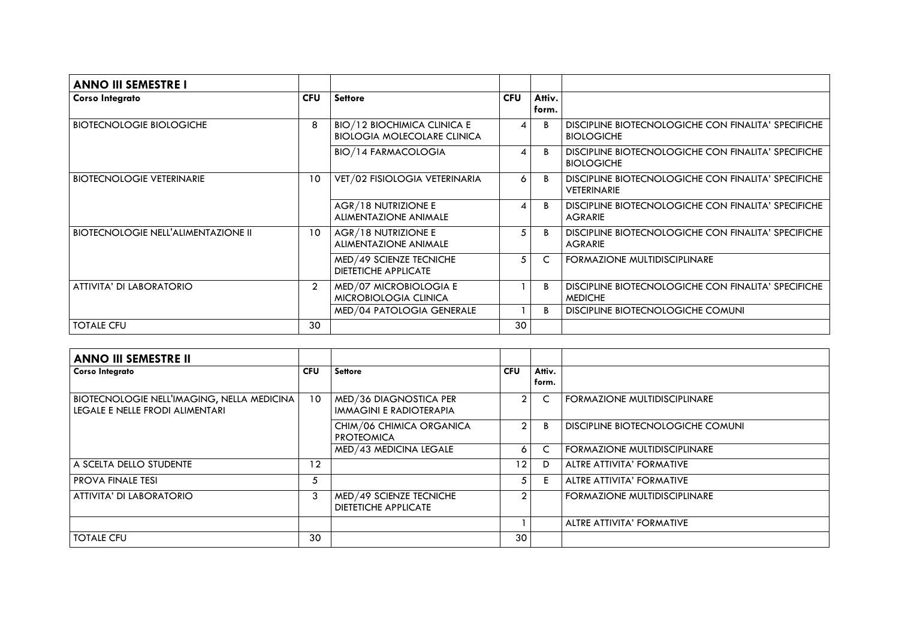| ANNO III SEMESTRE I | | | | | |
|---|---|---|---|---|---|
| **Corso Integrato** | **CFU** | **Settore** | **CFU** | **Attiv. form.** | |
| BIOTECNOLOGIE BIOLOGICHE | 8 | BIO/12 BIOCHIMICA CLINICA E BIOLOGIA MOLECOLARE CLINICA | 4 | B | DISCIPLINE BIOTECNOLOGICHE CON FINALITA' SPECIFICHE BIOLOGICHE |
| | | BIO/14 FARMACOLOGIA | 4 | B | DISCIPLINE BIOTECNOLOGICHE CON FINALITA' SPECIFICHE BIOLOGICHE |
| BIOTECNOLOGIE VETERINARIE | 10 | VET/02 FISIOLOGIA VETERINARIA | 6 | B | DISCIPLINE BIOTECNOLOGICHE CON FINALITA' SPECIFICHE VETERINARIE |
| | | AGR/18 NUTRIZIONE E ALIMENTAZIONE ANIMALE | 4 | B | DISCIPLINE BIOTECNOLOGICHE CON FINALITA' SPECIFICHE AGRARIE |
| BIOTECNOLOGIE NELL'ALIMENTAZIONE II | 10 | AGR/18 NUTRIZIONE E ALIMENTAZIONE ANIMALE | 5 | B | DISCIPLINE BIOTECNOLOGICHE CON FINALITA' SPECIFICHE AGRARIE |
| | | MED/49 SCIENZE TECNICHE DIETETICHE APPLICATE | 5 | C | FORMAZIONE MULTIDISCIPLINARE |
| ATTIVITA' DI LABORATORIO | 2 | MED/07 MICROBIOLOGIA E MICROBIOLOGIA CLINICA | 1 | B | DISCIPLINE BIOTECNOLOGICHE CON FINALITA' SPECIFICHE MEDICHE |
| | | MED/04 PATOLOGIA GENERALE | 1 | B | DISCIPLINE BIOTECNOLOGICHE COMUNI |
| TOTALE CFU | 30 | | 30 | | |

| ANNO III SEMESTRE II | | | | | |
|---|---|---|---|---|---|
| **Corso Integrato** | **CFU** | **Settore** | **CFU** | **Attiv. form.** | |
| BIOTECNOLOGIE NELL'IMAGING, NELLA MEDICINA LEGALE E NELLE FRODI ALIMENTARI | 10 | MED/36 DIAGNOSTICA PER IMMAGINI E RADIOTERAPIA | 2 | C | FORMAZIONE MULTIDISCIPLINARE |
| | | CHIM/06 CHIMICA ORGANICA PROTEOMICA | 2 | B | DISCIPLINE BIOTECNOLOGICHE COMUNI |
| | | MED/43 MEDICINA LEGALE | 6 | C | FORMAZIONE MULTIDISCIPLINARE |
| A SCELTA DELLO STUDENTE | 12 | | 12 | D | ALTRE ATTIVITA' FORMATIVE |
| PROVA FINALE TESI | 5 | | 5 | E | ALTRE ATTIVITA' FORMATIVE |
| ATTIVITA' DI LABORATORIO | 3 | MED/49 SCIENZE TECNICHE DIETETICHE APPLICATE | 2 | | FORMAZIONE MULTIDISCIPLINARE |
| | | | 1 | | ALTRE ATTIVITA' FORMATIVE |
| TOTALE CFU | 30 | | 30 | | |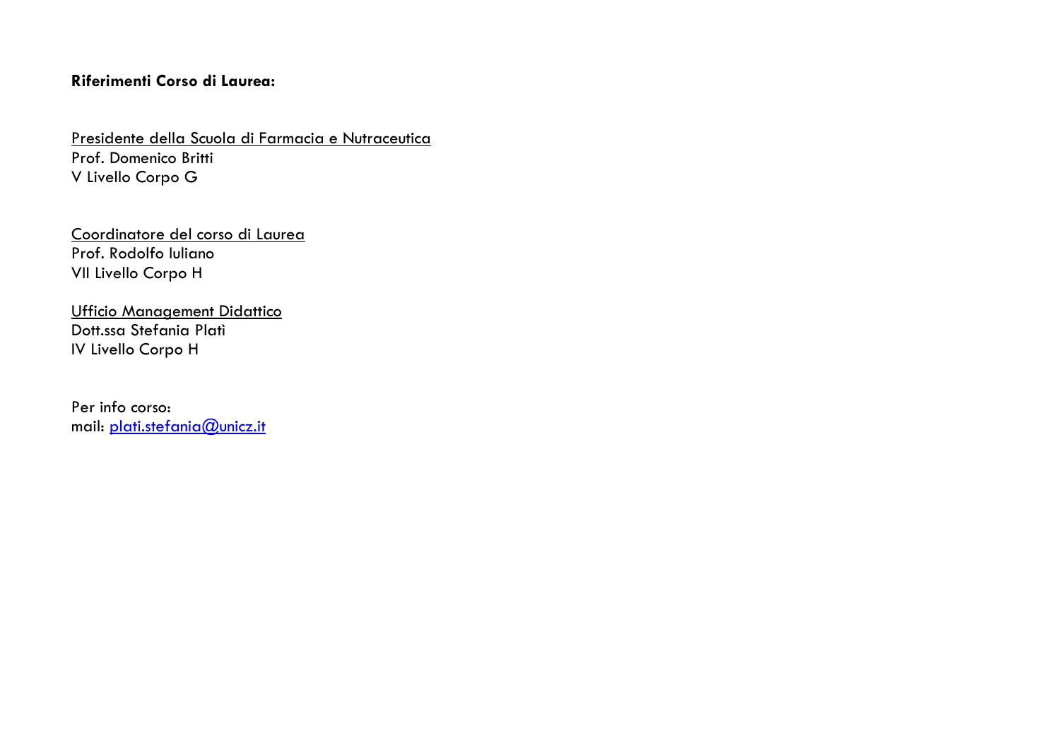**Riferimenti Corso di Laurea:**

Presidente della Scuola di Farmacia e Nutraceutica
Prof. Domenico Britti
V Livello Corpo G

Coordinatore del corso di Laurea
Prof. Rodolfo Iuliano
VII Livello Corpo H

Ufficio Management Didattico
Dott.ssa Stefania Platì
IV Livello Corpo H

Per info corso:
mail: plati.stefania@unicz.it